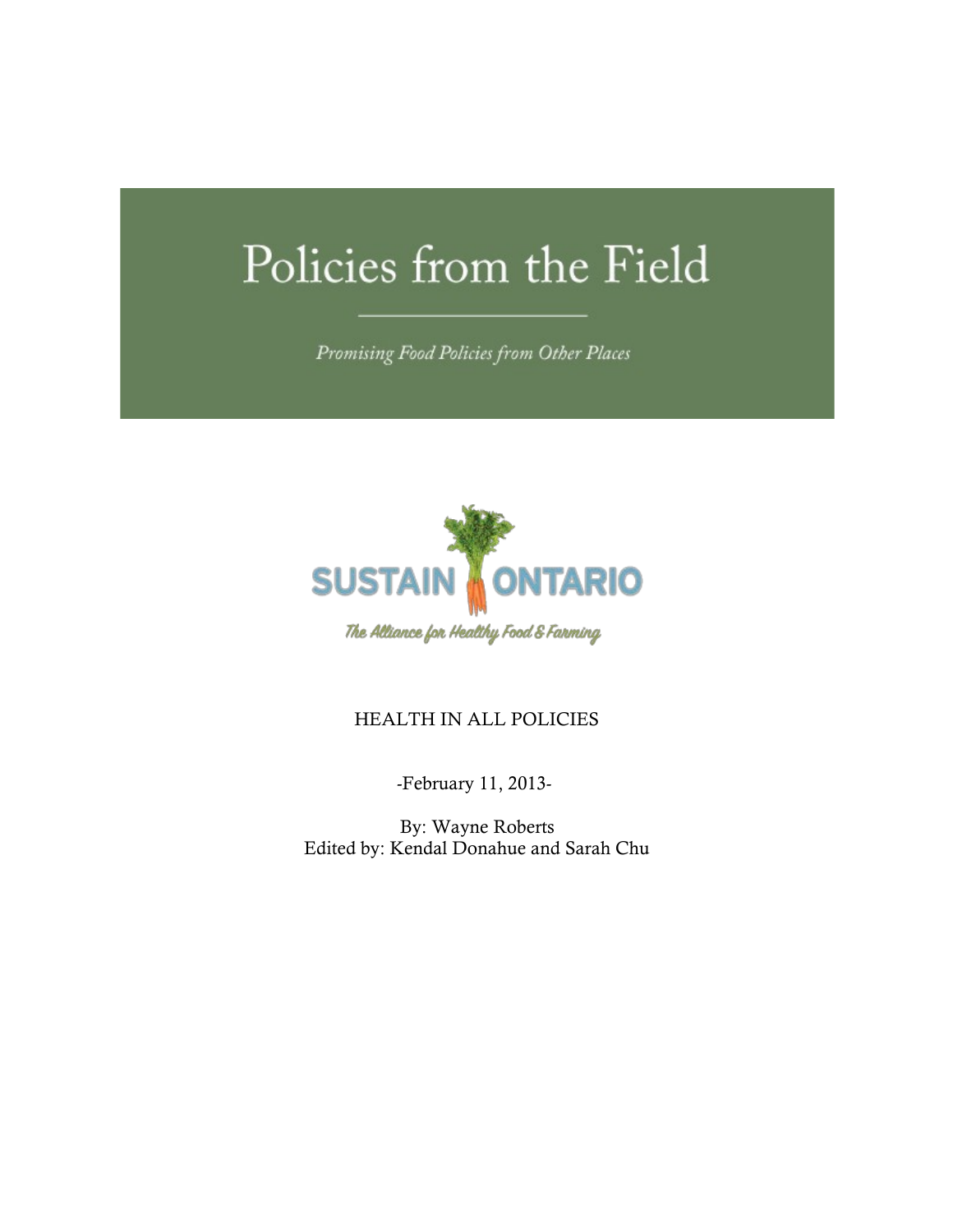# Policies from the Field

*Promising Food Policies from Other Places*

SUSTAIN ONTARIO

*The Alliance for Healthy Food & Farming*

HEALTH IN ALL POLICIES

-February 11, 2013-

By: Wayne Roberts
Edited by: Kendal Donahue and Sarah Chu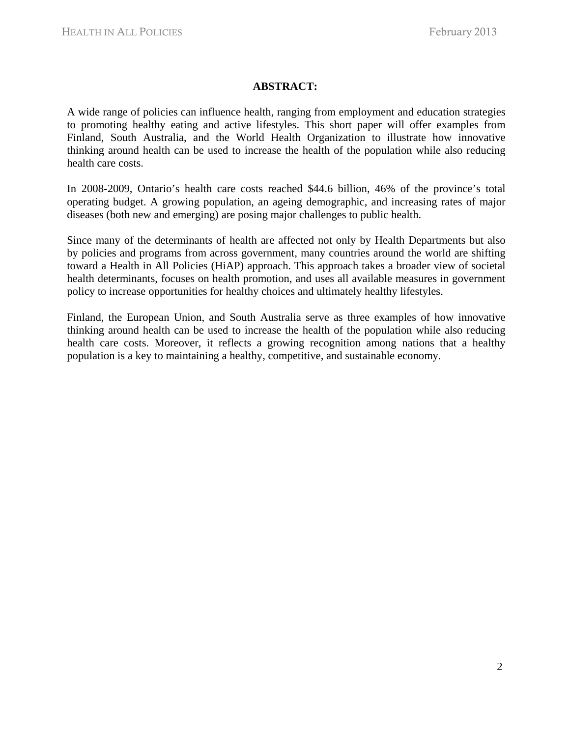**ABSTRACT:**

A wide range of policies can influence health, ranging from employment and education strategies to promoting healthy eating and active lifestyles. This short paper will offer examples from Finland, South Australia, and the World Health Organization to illustrate how innovative thinking around health can be used to increase the health of the population while also reducing health care costs.

In 2008-2009, Ontario's health care costs reached $44.6 billion, 46% of the province's total operating budget. A growing population, an ageing demographic, and increasing rates of major diseases (both new and emerging) are posing major challenges to public health.

Since many of the determinants of health are affected not only by Health Departments but also by policies and programs from across government, many countries around the world are shifting toward a Health in All Policies (HiAP) approach. This approach takes a broader view of societal health determinants, focuses on health promotion, and uses all available measures in government policy to increase opportunities for healthy choices and ultimately healthy lifestyles.

Finland, the European Union, and South Australia serve as three examples of how innovative thinking around health can be used to increase the health of the population while also reducing health care costs. Moreover, it reflects a growing recognition among nations that a healthy population is a key to maintaining a healthy, competitive, and sustainable economy.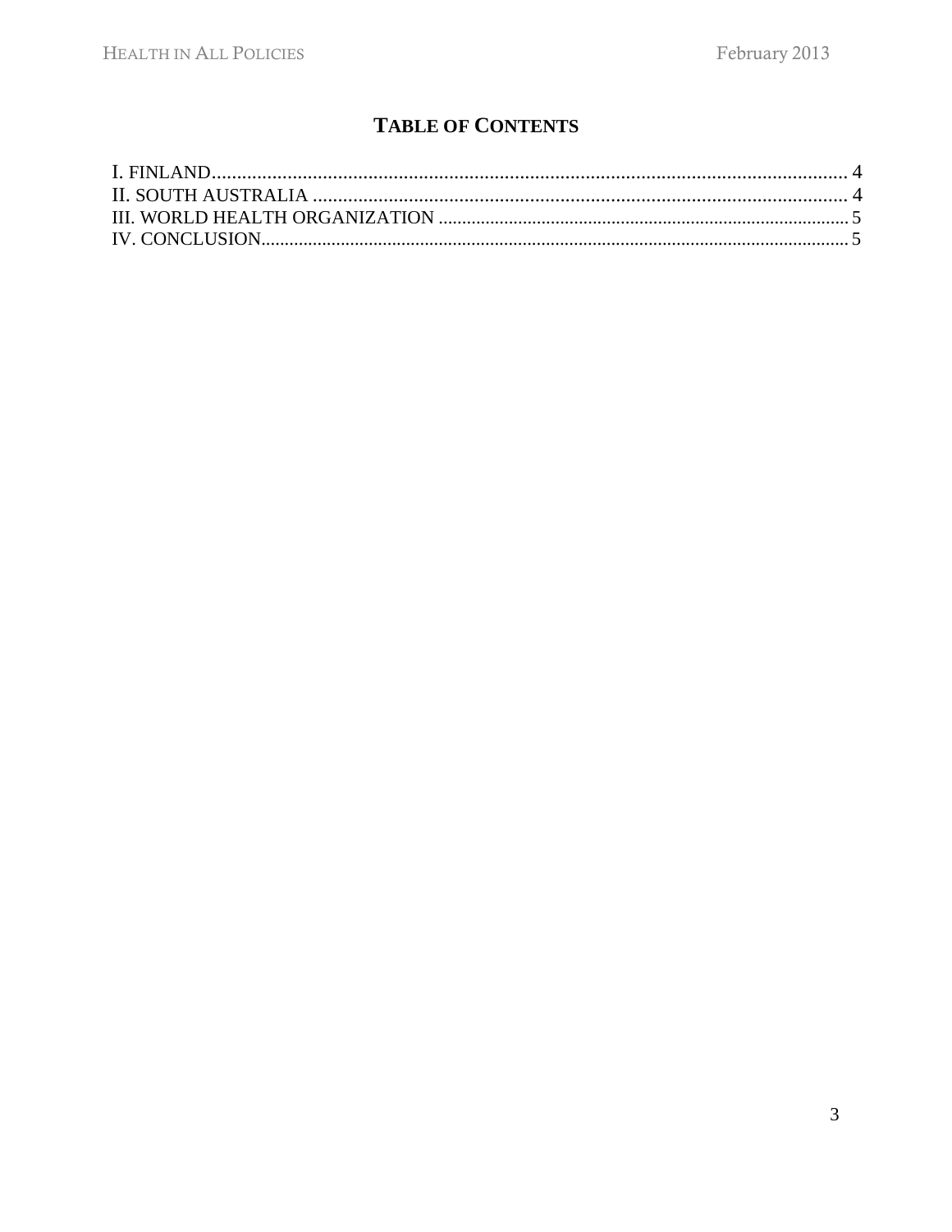## TABLE OF CONTENTS

I. FINLAND ........................................ 4
II. SOUTH AUSTRALIA ........................................ 4
III. WORLD HEALTH ORGANIZATION ........................................ 5
IV. CONCLUSION ........................................ 5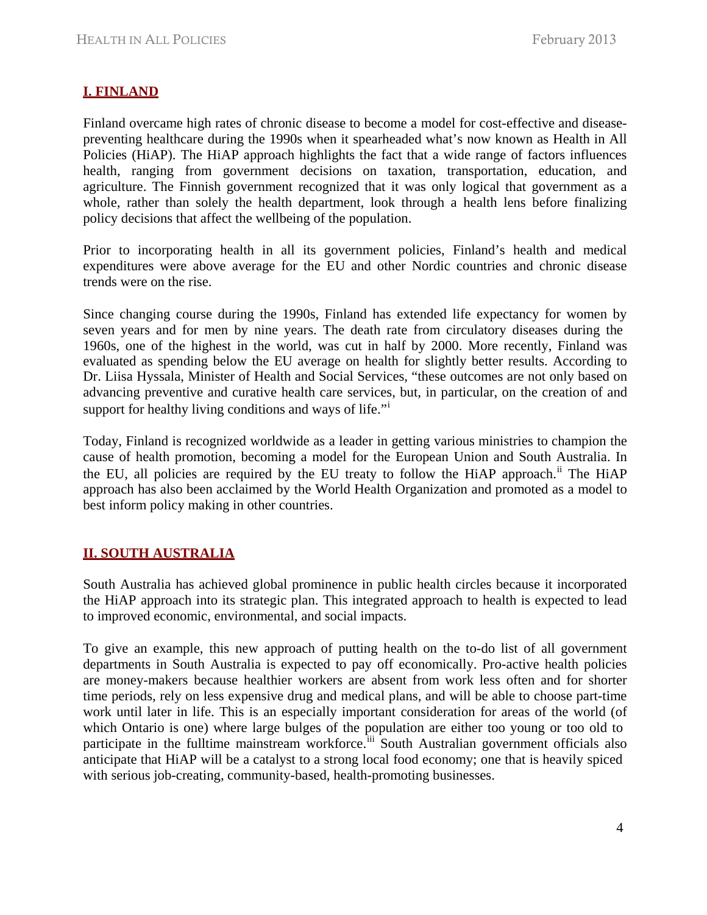## I. FINLAND

Finland overcame high rates of chronic disease to become a model for cost-effective and disease-preventing healthcare during the 1990s when it spearheaded what's now known as Health in All Policies (HiAP). The HiAP approach highlights the fact that a wide range of factors influences health, ranging from government decisions on taxation, transportation, education, and agriculture. The Finnish government recognized that it was only logical that government as a whole, rather than solely the health department, look through a health lens before finalizing policy decisions that affect the wellbeing of the population.

Prior to incorporating health in all its government policies, Finland's health and medical expenditures were above average for the EU and other Nordic countries and chronic disease trends were on the rise.

Since changing course during the 1990s, Finland has extended life expectancy for women by seven years and for men by nine years. The death rate from circulatory diseases during the 1960s, one of the highest in the world, was cut in half by 2000. More recently, Finland was evaluated as spending below the EU average on health for slightly better results. According to Dr. Liisa Hyssala, Minister of Health and Social Services, "these outcomes are not only based on advancing preventive and curative health care services, but, in particular, on the creation of and support for healthy living conditions and ways of life."[i]

Today, Finland is recognized worldwide as a leader in getting various ministries to champion the cause of health promotion, becoming a model for the European Union and South Australia. In the EU, all policies are required by the EU treaty to follow the HiAP approach.[ii] The HiAP approach has also been acclaimed by the World Health Organization and promoted as a model to best inform policy making in other countries.

## II. SOUTH AUSTRALIA

South Australia has achieved global prominence in public health circles because it incorporated the HiAP approach into its strategic plan. This integrated approach to health is expected to lead to improved economic, environmental, and social impacts.

To give an example, this new approach of putting health on the to-do list of all government departments in South Australia is expected to pay off economically. Pro-active health policies are money-makers because healthier workers are absent from work less often and for shorter time periods, rely on less expensive drug and medical plans, and will be able to choose part-time work until later in life. This is an especially important consideration for areas of the world (of which Ontario is one) where large bulges of the population are either too young or too old to participate in the fulltime mainstream workforce.[iii] South Australian government officials also anticipate that HiAP will be a catalyst to a strong local food economy; one that is heavily spiced with serious job-creating, community-based, health-promoting businesses.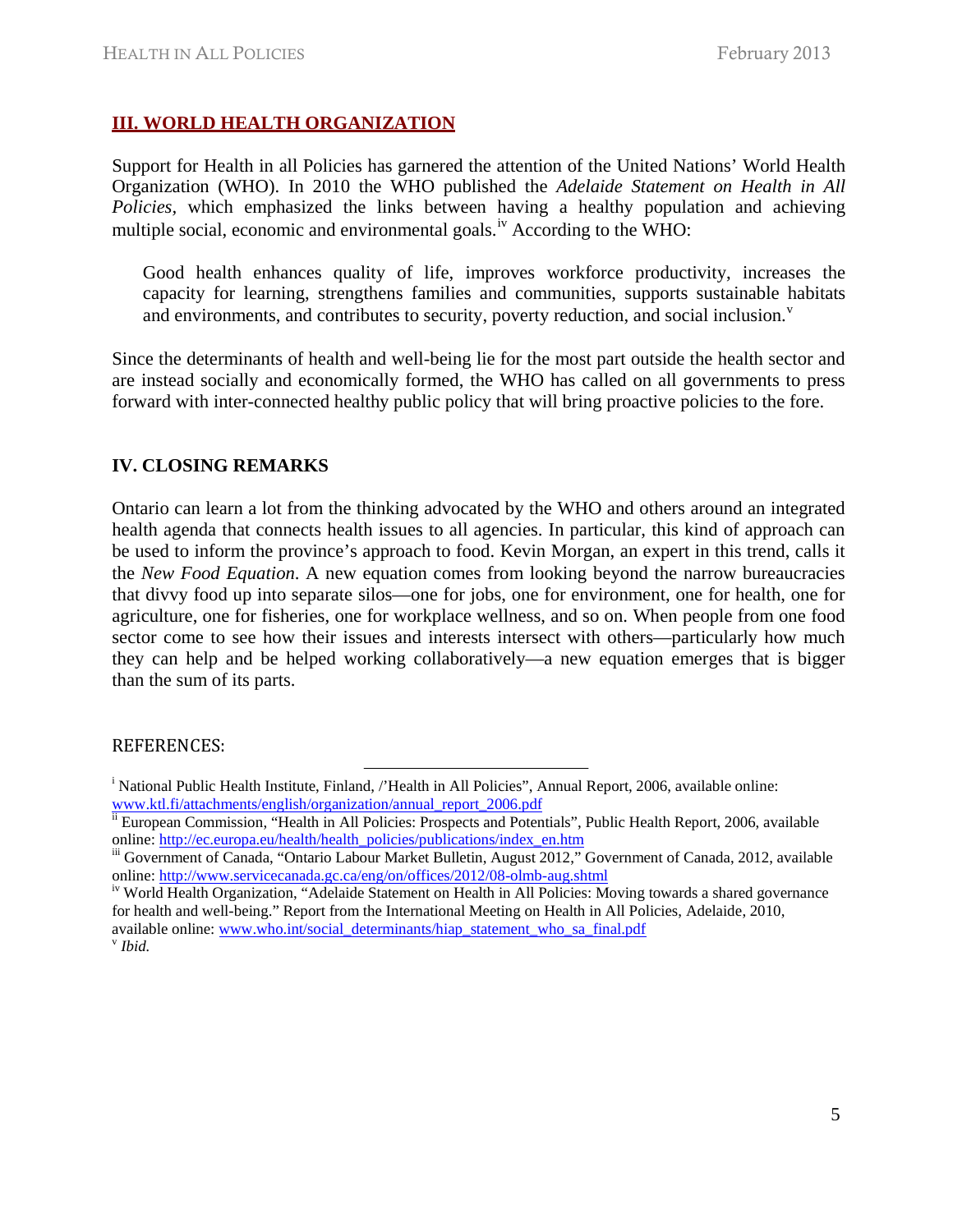## III. WORLD HEALTH ORGANIZATION

Support for Health in all Policies has garnered the attention of the United Nations' World Health Organization (WHO). In 2010 the WHO published the *Adelaide Statement on Health in All Policies*, which emphasized the links between having a healthy population and achieving multiple social, economic and environmental goals.[iv] According to the WHO:

> Good health enhances quality of life, improves workforce productivity, increases the capacity for learning, strengthens families and communities, supports sustainable habitats and environments, and contributes to security, poverty reduction, and social inclusion.[v]

Since the determinants of health and well-being lie for the most part outside the health sector and are instead socially and economically formed, the WHO has called on all governments to press forward with inter-connected healthy public policy that will bring proactive policies to the fore.

## IV. CLOSING REMARKS

Ontario can learn a lot from the thinking advocated by the WHO and others around an integrated health agenda that connects health issues to all agencies. In particular, this kind of approach can be used to inform the province's approach to food. Kevin Morgan, an expert in this trend, calls it the *New Food Equation*. A new equation comes from looking beyond the narrow bureaucracies that divvy food up into separate silos—one for jobs, one for environment, one for health, one for agriculture, one for fisheries, one for workplace wellness, and so on. When people from one food sector come to see how their issues and interests intersect with others—particularly how much they can help and be helped working collaboratively—a new equation emerges that is bigger than the sum of its parts.

REFERENCES:

[i] National Public Health Institute, Finland, /'Health in All Policies", Annual Report, 2006, available online: www.ktl.fi/attachments/english/organization/annual_report_2006.pdf

[ii] European Commission, "Health in All Policies: Prospects and Potentials", Public Health Report, 2006, available online: http://ec.europa.eu/health/health_policies/publications/index_en.htm

[iii] Government of Canada, "Ontario Labour Market Bulletin, August 2012," Government of Canada, 2012, available online: http://www.servicecanada.gc.ca/eng/on/offices/2012/08-olmb-aug.shtml

[iv] World Health Organization, "Adelaide Statement on Health in All Policies: Moving towards a shared governance for health and well-being." Report from the International Meeting on Health in All Policies, Adelaide, 2010, available online: www.who.int/social_determinants/hiap_statement_who_sa_final.pdf

[v] *Ibid.*